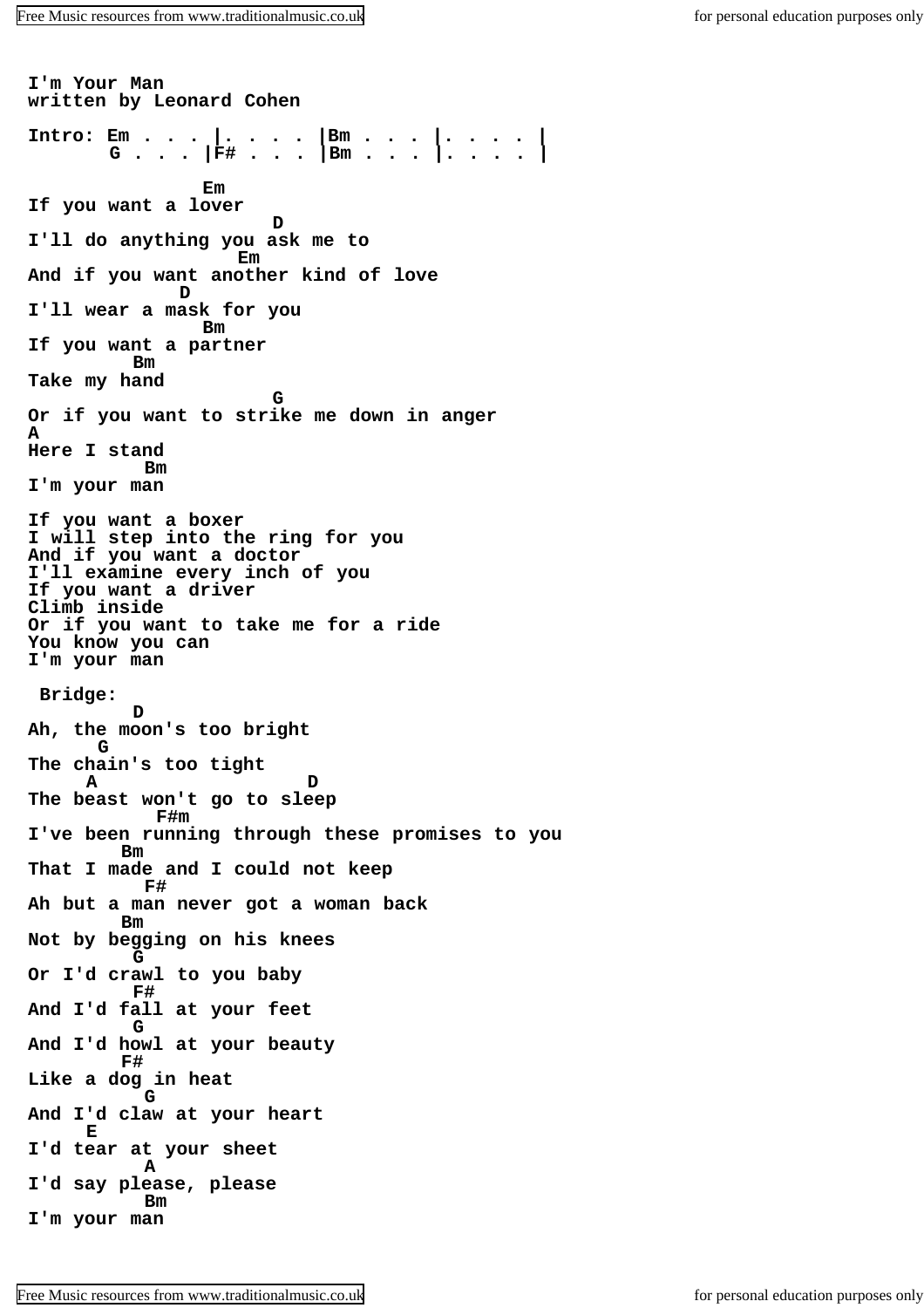**I'm Your Man**
**written by Leonard Cohen**

```
Intro: Em . . . |. . . . |Bm . . . |. . . . |
       G . . . |F# . . . |Bm . . . |. . . . |

                Em
If you want a lover
                      D
I'll do anything you ask me to
                   Em
And if you want another kind of love
              D
I'll wear a mask for you
                Bm
If you want a partner
          Bm
Take my hand
                       G
Or if you want to strike me down in anger
A
Here I stand
          Bm
I'm your man

If you want a boxer
I will step into the ring for you
And if you want a doctor
I'll examine every inch of you
If you want a driver
Climb inside
Or if you want to take me for a ride
You know you can
I'm your man

 Bridge:
         D
Ah, the moon's too bright
      G
The chain's too tight
     A                    D
The beast won't go to sleep
           F#m
I've been running through these promises to you
         Bm
That I made and I could not keep
          F#
Ah but a man never got a woman back
         Bm
Not by begging on his knees
         G
Or I'd crawl to you baby
         F#
And I'd fall at your feet
         G
And I'd howl at your beauty
         F#
Like a dog in heat
          G
And I'd claw at your heart
     E
I'd tear at your sheet
          A
I'd say please, please
          Bm
I'm your man
```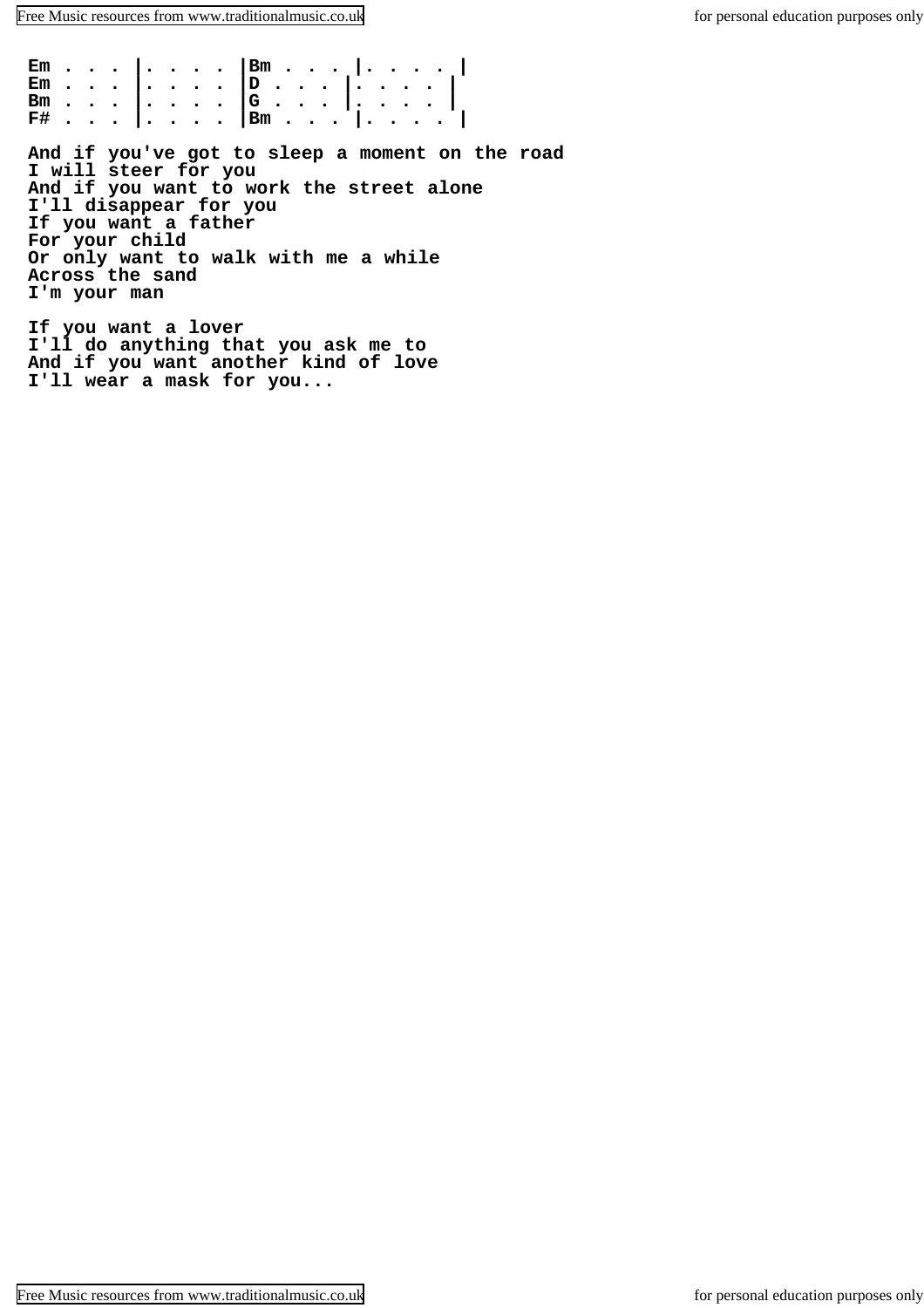```
Em . . . |. . . . |Bm . . . |. . . . |
Em . . . |. . . . |D . . . |. . . . |
Bm . . . |. . . . |G . . . |. . . . |
F# . . . |. . . . |Bm . . . |. . . . |
```

**And if you've got to sleep a moment on the road**
**I will steer for you**
**And if you want to work the street alone**
**I'll disappear for you**
**If you want a father**
**For your child**
**Or only want to walk with me a while**
**Across the sand**
**I'm your man**

**If you want a lover**
**I'll do anything that you ask me to**
**And if you want another kind of love**
**I'll wear a mask for you...**